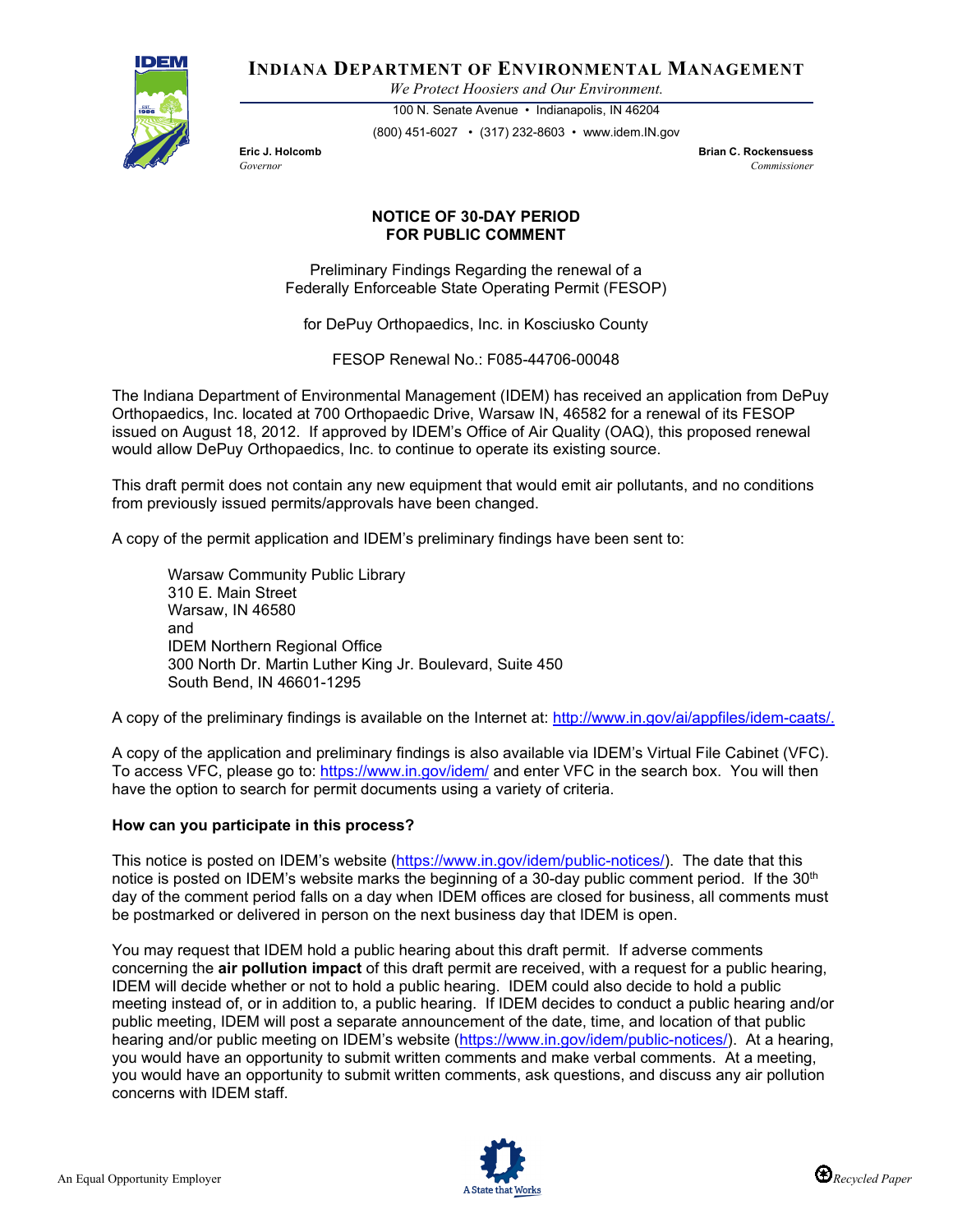**INDIANA DEPARTMENT OF ENVIRONMENTAL MANAGEMENT**

*We Protect Hoosiers and Our Environment.*

100 N. Senate Avenue • Indianapolis, IN 46204

(800) 451-6027 • (317) 232-8603 • www.idem.IN.gov

**Eric J. Holcomb**
*Governor*

**Brian C. Rockensuess**
*Commissioner*

# NOTICE OF 30-DAY PERIOD FOR PUBLIC COMMENT

Preliminary Findings Regarding the renewal of a Federally Enforceable State Operating Permit (FESOP)

for DePuy Orthopaedics, Inc. in Kosciusko County

FESOP Renewal No.: F085-44706-00048

The Indiana Department of Environmental Management (IDEM) has received an application from DePuy Orthopaedics, Inc. located at 700 Orthopaedic Drive, Warsaw IN, 46582 for a renewal of its FESOP issued on August 18, 2012. If approved by IDEM's Office of Air Quality (OAQ), this proposed renewal would allow DePuy Orthopaedics, Inc. to continue to operate its existing source.

This draft permit does not contain any new equipment that would emit air pollutants, and no conditions from previously issued permits/approvals have been changed.

A copy of the permit application and IDEM's preliminary findings have been sent to:

Warsaw Community Public Library
310 E. Main Street
Warsaw, IN 46580
and
IDEM Northern Regional Office
300 North Dr. Martin Luther King Jr. Boulevard, Suite 450
South Bend, IN 46601-1295

A copy of the preliminary findings is available on the Internet at: http://www.in.gov/ai/appfiles/idem-caats/.

A copy of the application and preliminary findings is also available via IDEM's Virtual File Cabinet (VFC). To access VFC, please go to: https://www.in.gov/idem/ and enter VFC in the search box. You will then have the option to search for permit documents using a variety of criteria.

**How can you participate in this process?**

This notice is posted on IDEM's website (https://www.in.gov/idem/public-notices/). The date that this notice is posted on IDEM's website marks the beginning of a 30-day public comment period. If the 30th day of the comment period falls on a day when IDEM offices are closed for business, all comments must be postmarked or delivered in person on the next business day that IDEM is open.

You may request that IDEM hold a public hearing about this draft permit. If adverse comments concerning the **air pollution impact** of this draft permit are received, with a request for a public hearing, IDEM will decide whether or not to hold a public hearing. IDEM could also decide to hold a public meeting instead of, or in addition to, a public hearing. If IDEM decides to conduct a public hearing and/or public meeting, IDEM will post a separate announcement of the date, time, and location of that public hearing and/or public meeting on IDEM's website (https://www.in.gov/idem/public-notices/). At a hearing, you would have an opportunity to submit written comments and make verbal comments. At a meeting, you would have an opportunity to submit written comments, ask questions, and discuss any air pollution concerns with IDEM staff.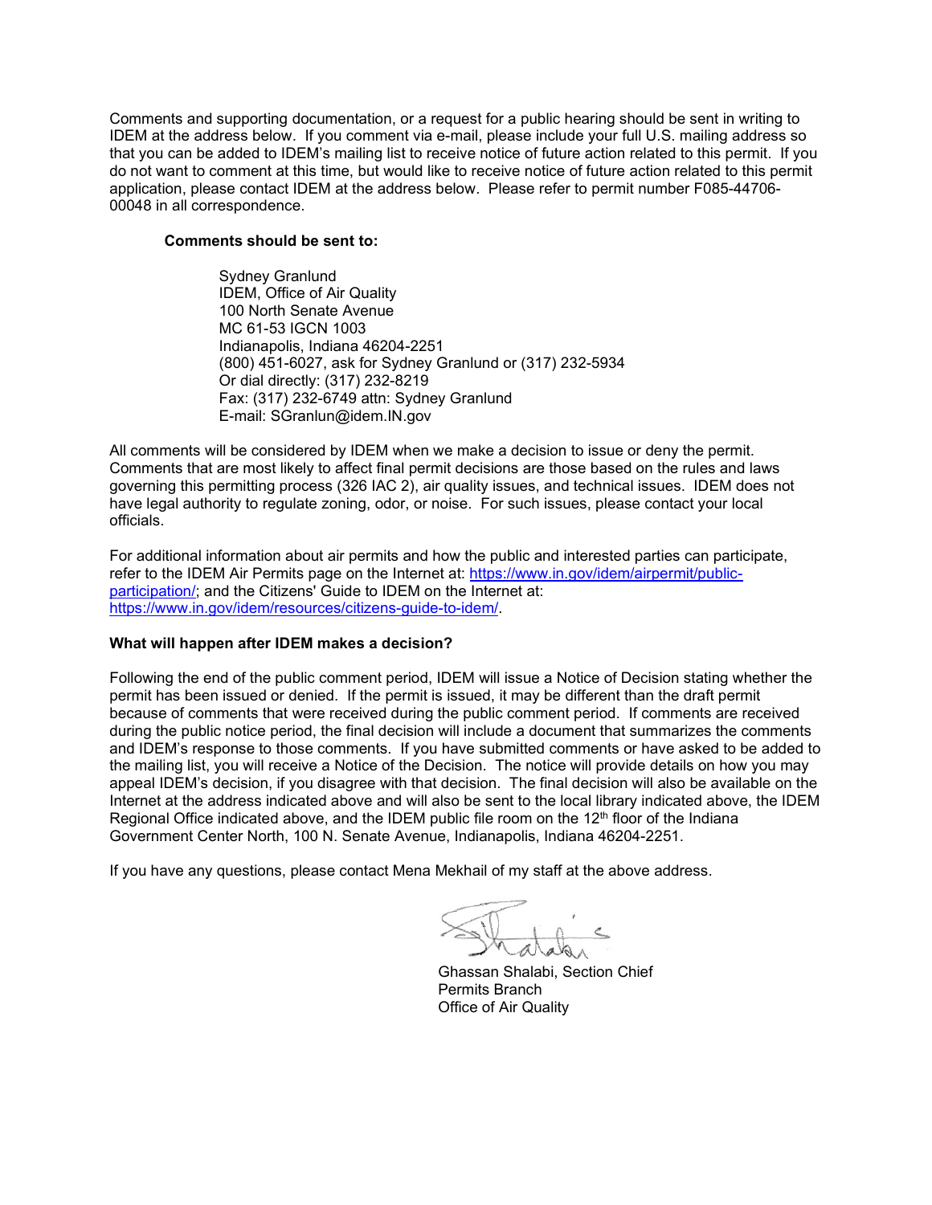Comments and supporting documentation, or a request for a public hearing should be sent in writing to IDEM at the address below. If you comment via e-mail, please include your full U.S. mailing address so that you can be added to IDEM's mailing list to receive notice of future action related to this permit. If you do not want to comment at this time, but would like to receive notice of future action related to this permit application, please contact IDEM at the address below. Please refer to permit number F085-44706-00048 in all correspondence.

**Comments should be sent to:**

Sydney Granlund
IDEM, Office of Air Quality
100 North Senate Avenue
MC 61-53 IGCN 1003
Indianapolis, Indiana 46204-2251
(800) 451-6027, ask for Sydney Granlund or (317) 232-5934
Or dial directly: (317) 232-8219
Fax: (317) 232-6749 attn: Sydney Granlund
E-mail: SGranlun@idem.IN.gov

All comments will be considered by IDEM when we make a decision to issue or deny the permit. Comments that are most likely to affect final permit decisions are those based on the rules and laws governing this permitting process (326 IAC 2), air quality issues, and technical issues. IDEM does not have legal authority to regulate zoning, odor, or noise. For such issues, please contact your local officials.

For additional information about air permits and how the public and interested parties can participate, refer to the IDEM Air Permits page on the Internet at: https://www.in.gov/idem/airpermit/public-participation/; and the Citizens' Guide to IDEM on the Internet at: https://www.in.gov/idem/resources/citizens-guide-to-idem/.

**What will happen after IDEM makes a decision?**

Following the end of the public comment period, IDEM will issue a Notice of Decision stating whether the permit has been issued or denied. If the permit is issued, it may be different than the draft permit because of comments that were received during the public comment period. If comments are received during the public notice period, the final decision will include a document that summarizes the comments and IDEM's response to those comments. If you have submitted comments or have asked to be added to the mailing list, you will receive a Notice of the Decision. The notice will provide details on how you may appeal IDEM's decision, if you disagree with that decision. The final decision will also be available on the Internet at the address indicated above and will also be sent to the local library indicated above, the IDEM Regional Office indicated above, and the IDEM public file room on the 12th floor of the Indiana Government Center North, 100 N. Senate Avenue, Indianapolis, Indiana 46204-2251.

If you have any questions, please contact Mena Mekhail of my staff at the above address.

Ghassan Shalabi, Section Chief
Permits Branch
Office of Air Quality